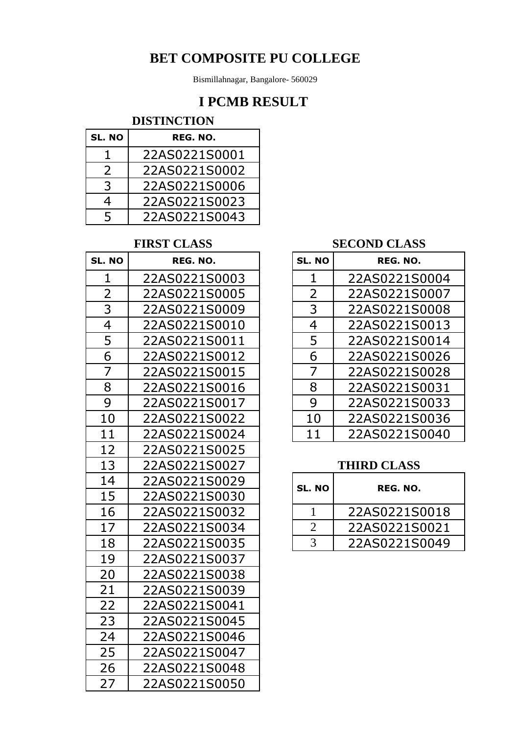# BET COMPOSITE PU COLLEGE

Bismillahnagar, Bangalore- 560029

## I PCMB RESULT

### DISTINCTION

| SL. NO | REG. NO. |
|---|---|
| 1 | 22AS0221S0001 |
| 2 | 22AS0221S0002 |
| 3 | 22AS0221S0006 |
| 4 | 22AS0221S0023 |
| 5 | 22AS0221S0043 |

### FIRST CLASS

| SL. NO | REG. NO. |
|---|---|
| 1 | 22AS0221S0003 |
| 2 | 22AS0221S0005 |
| 3 | 22AS0221S0009 |
| 4 | 22AS0221S0010 |
| 5 | 22AS0221S0011 |
| 6 | 22AS0221S0012 |
| 7 | 22AS0221S0015 |
| 8 | 22AS0221S0016 |
| 9 | 22AS0221S0017 |
| 10 | 22AS0221S0022 |
| 11 | 22AS0221S0024 |
| 12 | 22AS0221S0025 |
| 13 | 22AS0221S0027 |
| 14 | 22AS0221S0029 |
| 15 | 22AS0221S0030 |
| 16 | 22AS0221S0032 |
| 17 | 22AS0221S0034 |
| 18 | 22AS0221S0035 |
| 19 | 22AS0221S0037 |
| 20 | 22AS0221S0038 |
| 21 | 22AS0221S0039 |
| 22 | 22AS0221S0041 |
| 23 | 22AS0221S0045 |
| 24 | 22AS0221S0046 |
| 25 | 22AS0221S0047 |
| 26 | 22AS0221S0048 |
| 27 | 22AS0221S0050 |

### SECOND CLASS

| SL. NO | REG. NO. |
|---|---|
| 1 | 22AS0221S0004 |
| 2 | 22AS0221S0007 |
| 3 | 22AS0221S0008 |
| 4 | 22AS0221S0013 |
| 5 | 22AS0221S0014 |
| 6 | 22AS0221S0026 |
| 7 | 22AS0221S0028 |
| 8 | 22AS0221S0031 |
| 9 | 22AS0221S0033 |
| 10 | 22AS0221S0036 |
| 11 | 22AS0221S0040 |

### THIRD CLASS

| SL. NO | REG. NO. |
|---|---|
| 1 | 22AS0221S0018 |
| 2 | 22AS0221S0021 |
| 3 | 22AS0221S0049 |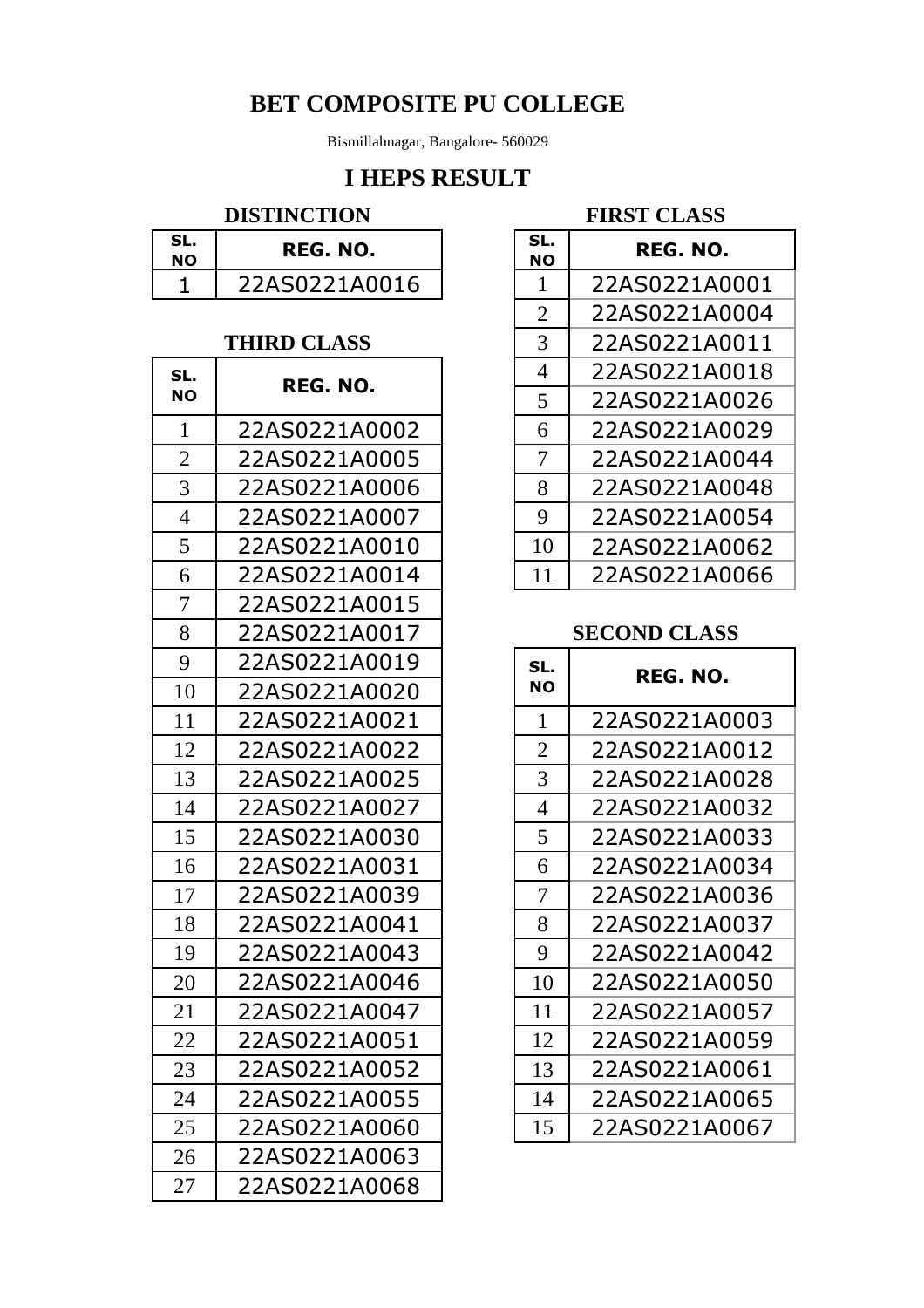# BET COMPOSITE PU COLLEGE

Bismillahnagar, Bangalore- 560029

## I HEPS RESULT

### DISTINCTION

| SL. NO | REG. NO. |
|---|---|
| 1 | 22AS0221A0016 |

### FIRST CLASS

| SL. NO | REG. NO. |
|---|---|
| 1 | 22AS0221A0001 |
| 2 | 22AS0221A0004 |
| 3 | 22AS0221A0011 |
| 4 | 22AS0221A0018 |
| 5 | 22AS0221A0026 |
| 6 | 22AS0221A0029 |
| 7 | 22AS0221A0044 |
| 8 | 22AS0221A0048 |
| 9 | 22AS0221A0054 |
| 10 | 22AS0221A0062 |
| 11 | 22AS0221A0066 |

### SECOND CLASS

| SL. NO | REG. NO. |
|---|---|
| 1 | 22AS0221A0003 |
| 2 | 22AS0221A0012 |
| 3 | 22AS0221A0028 |
| 4 | 22AS0221A0032 |
| 5 | 22AS0221A0033 |
| 6 | 22AS0221A0034 |
| 7 | 22AS0221A0036 |
| 8 | 22AS0221A0037 |
| 9 | 22AS0221A0042 |
| 10 | 22AS0221A0050 |
| 11 | 22AS0221A0057 |
| 12 | 22AS0221A0059 |
| 13 | 22AS0221A0061 |
| 14 | 22AS0221A0065 |
| 15 | 22AS0221A0067 |

### THIRD CLASS

| SL. NO | REG. NO. |
|---|---|
| 1 | 22AS0221A0002 |
| 2 | 22AS0221A0005 |
| 3 | 22AS0221A0006 |
| 4 | 22AS0221A0007 |
| 5 | 22AS0221A0010 |
| 6 | 22AS0221A0014 |
| 7 | 22AS0221A0015 |
| 8 | 22AS0221A0017 |
| 9 | 22AS0221A0019 |
| 10 | 22AS0221A0020 |
| 11 | 22AS0221A0021 |
| 12 | 22AS0221A0022 |
| 13 | 22AS0221A0025 |
| 14 | 22AS0221A0027 |
| 15 | 22AS0221A0030 |
| 16 | 22AS0221A0031 |
| 17 | 22AS0221A0039 |
| 18 | 22AS0221A0041 |
| 19 | 22AS0221A0043 |
| 20 | 22AS0221A0046 |
| 21 | 22AS0221A0047 |
| 22 | 22AS0221A0051 |
| 23 | 22AS0221A0052 |
| 24 | 22AS0221A0055 |
| 25 | 22AS0221A0060 |
| 26 | 22AS0221A0063 |
| 27 | 22AS0221A0068 |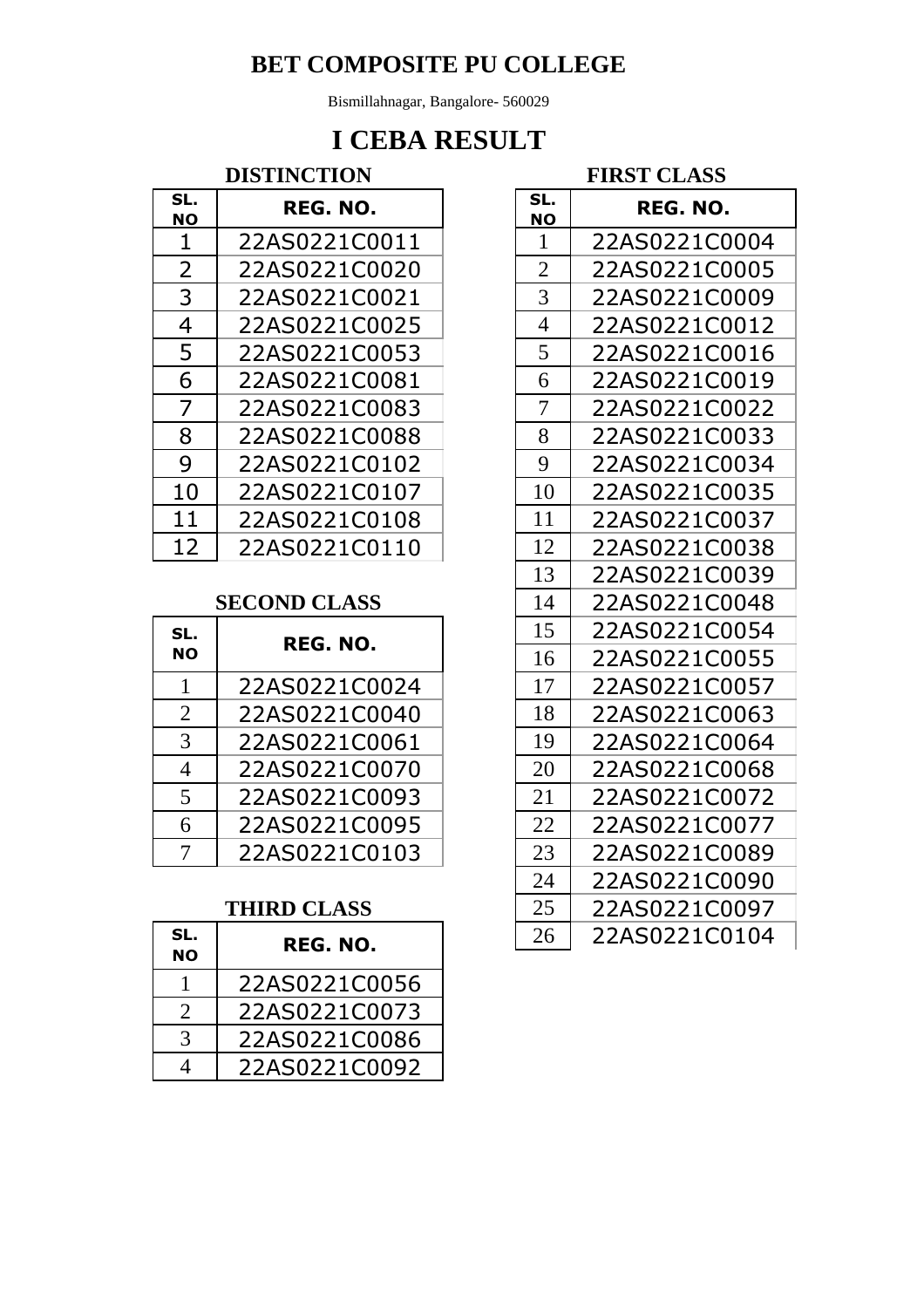# BET COMPOSITE PU COLLEGE

Bismillahnagar, Bangalore- 560029

# I CEBA RESULT

### DISTINCTION

| SL. NO | REG. NO. |
|---|---|
| 1 | 22AS0221C0011 |
| 2 | 22AS0221C0020 |
| 3 | 22AS0221C0021 |
| 4 | 22AS0221C0025 |
| 5 | 22AS0221C0053 |
| 6 | 22AS0221C0081 |
| 7 | 22AS0221C0083 |
| 8 | 22AS0221C0088 |
| 9 | 22AS0221C0102 |
| 10 | 22AS0221C0107 |
| 11 | 22AS0221C0108 |
| 12 | 22AS0221C0110 |

### SECOND CLASS

| SL. NO | REG. NO. |
|---|---|
| 1 | 22AS0221C0024 |
| 2 | 22AS0221C0040 |
| 3 | 22AS0221C0061 |
| 4 | 22AS0221C0070 |
| 5 | 22AS0221C0093 |
| 6 | 22AS0221C0095 |
| 7 | 22AS0221C0103 |

### THIRD CLASS

| SL. NO | REG. NO. |
|---|---|
| 1 | 22AS0221C0056 |
| 2 | 22AS0221C0073 |
| 3 | 22AS0221C0086 |
| 4 | 22AS0221C0092 |

### FIRST CLASS

| SL. NO | REG. NO. |
|---|---|
| 1 | 22AS0221C0004 |
| 2 | 22AS0221C0005 |
| 3 | 22AS0221C0009 |
| 4 | 22AS0221C0012 |
| 5 | 22AS0221C0016 |
| 6 | 22AS0221C0019 |
| 7 | 22AS0221C0022 |
| 8 | 22AS0221C0033 |
| 9 | 22AS0221C0034 |
| 10 | 22AS0221C0035 |
| 11 | 22AS0221C0037 |
| 12 | 22AS0221C0038 |
| 13 | 22AS0221C0039 |
| 14 | 22AS0221C0048 |
| 15 | 22AS0221C0054 |
| 16 | 22AS0221C0055 |
| 17 | 22AS0221C0057 |
| 18 | 22AS0221C0063 |
| 19 | 22AS0221C0064 |
| 20 | 22AS0221C0068 |
| 21 | 22AS0221C0072 |
| 22 | 22AS0221C0077 |
| 23 | 22AS0221C0089 |
| 24 | 22AS0221C0090 |
| 25 | 22AS0221C0097 |
| 26 | 22AS0221C0104 |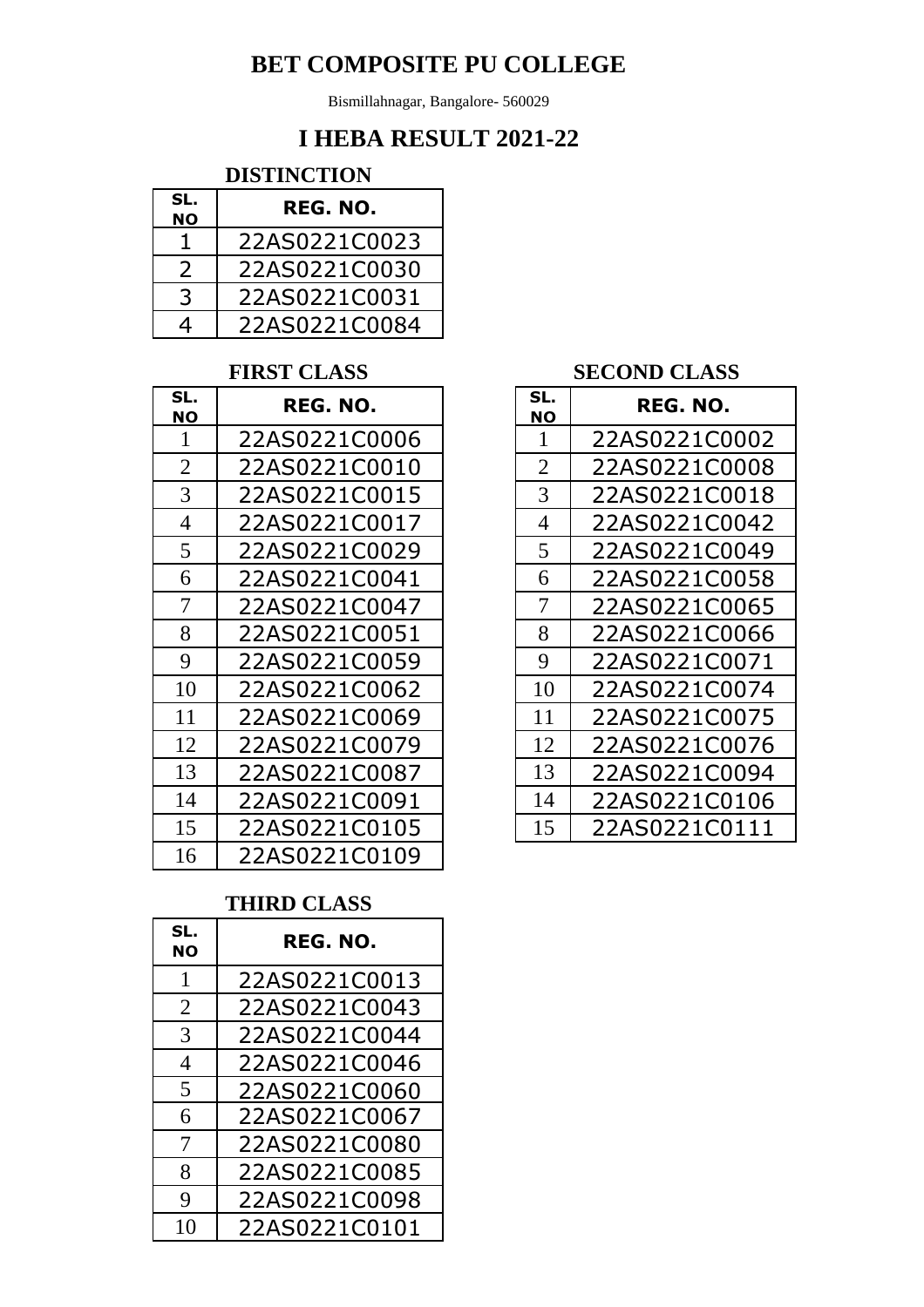# BET COMPOSITE PU COLLEGE

Bismillahnagar, Bangalore- 560029

## I HEBA RESULT 2021-22

### DISTINCTION

| SL. NO | REG. NO. |
|---|---|
| 1 | 22AS0221C0023 |
| 2 | 22AS0221C0030 |
| 3 | 22AS0221C0031 |
| 4 | 22AS0221C0084 |

### FIRST CLASS

| SL. NO | REG. NO. |
|---|---|
| 1 | 22AS0221C0006 |
| 2 | 22AS0221C0010 |
| 3 | 22AS0221C0015 |
| 4 | 22AS0221C0017 |
| 5 | 22AS0221C0029 |
| 6 | 22AS0221C0041 |
| 7 | 22AS0221C0047 |
| 8 | 22AS0221C0051 |
| 9 | 22AS0221C0059 |
| 10 | 22AS0221C0062 |
| 11 | 22AS0221C0069 |
| 12 | 22AS0221C0079 |
| 13 | 22AS0221C0087 |
| 14 | 22AS0221C0091 |
| 15 | 22AS0221C0105 |
| 16 | 22AS0221C0109 |

### SECOND CLASS

| SL. NO | REG. NO. |
|---|---|
| 1 | 22AS0221C0002 |
| 2 | 22AS0221C0008 |
| 3 | 22AS0221C0018 |
| 4 | 22AS0221C0042 |
| 5 | 22AS0221C0049 |
| 6 | 22AS0221C0058 |
| 7 | 22AS0221C0065 |
| 8 | 22AS0221C0066 |
| 9 | 22AS0221C0071 |
| 10 | 22AS0221C0074 |
| 11 | 22AS0221C0075 |
| 12 | 22AS0221C0076 |
| 13 | 22AS0221C0094 |
| 14 | 22AS0221C0106 |
| 15 | 22AS0221C0111 |

### THIRD CLASS

| SL. NO | REG. NO. |
|---|---|
| 1 | 22AS0221C0013 |
| 2 | 22AS0221C0043 |
| 3 | 22AS0221C0044 |
| 4 | 22AS0221C0046 |
| 5 | 22AS0221C0060 |
| 6 | 22AS0221C0067 |
| 7 | 22AS0221C0080 |
| 8 | 22AS0221C0085 |
| 9 | 22AS0221C0098 |
| 10 | 22AS0221C0101 |